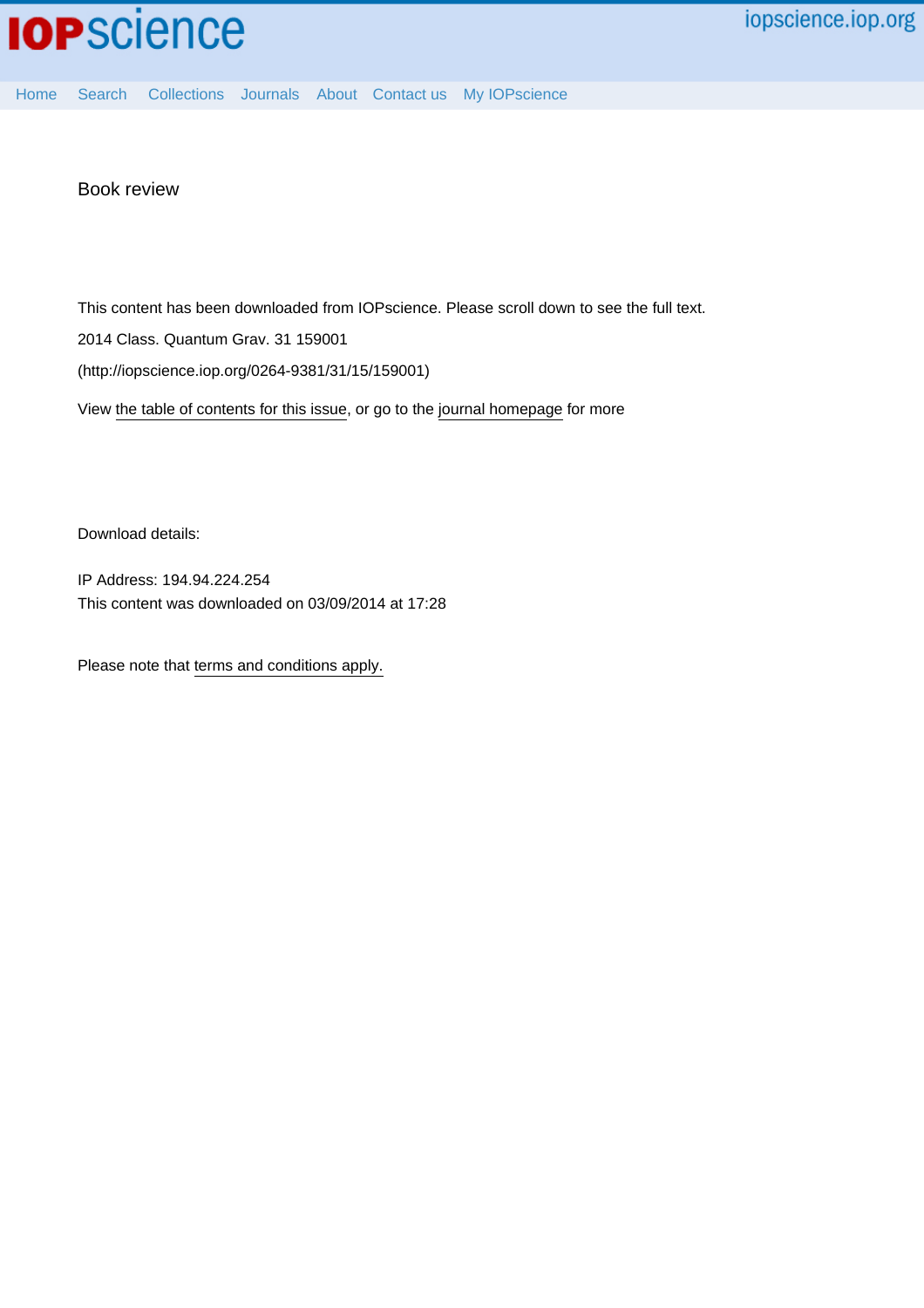IOPscience

iopscience.iop.org

Home Search Collections Journals About Contact us My IOPscience

# Book review

This content has been downloaded from IOPscience. Please scroll down to see the full text.

2014 Class. Quantum Grav. 31 159001

(http://iopscience.iop.org/0264-9381/31/15/159001)

View the table of contents for this issue, or go to the journal homepage for more

Download details:

IP Address: 194.94.224.254

This content was downloaded on 03/09/2014 at 17:28

Please note that terms and conditions apply.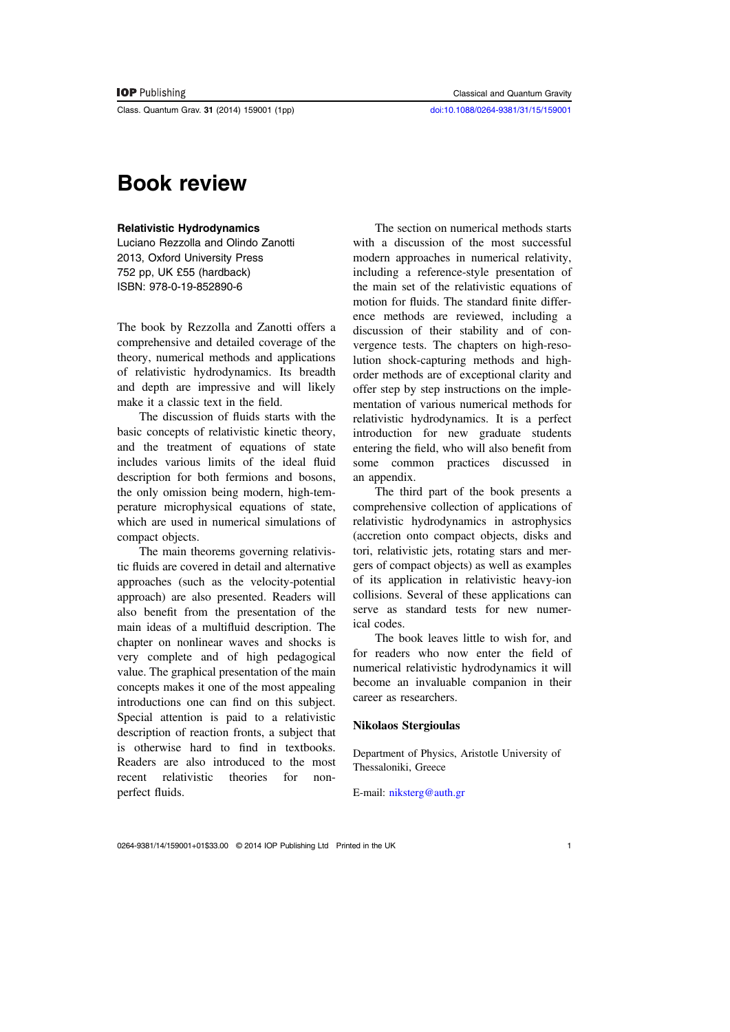# Book review

**Relativistic Hydrodynamics**
Luciano Rezzolla and Olindo Zanotti
2013, Oxford University Press
752 pp, UK £55 (hardback)
ISBN: 978-0-19-852890-6

The book by Rezzolla and Zanotti offers a comprehensive and detailed coverage of the theory, numerical methods and applications of relativistic hydrodynamics. Its breadth and depth are impressive and will likely make it a classic text in the field.

The discussion of fluids starts with the basic concepts of relativistic kinetic theory, and the treatment of equations of state includes various limits of the ideal fluid description for both fermions and bosons, the only omission being modern, high-temperature microphysical equations of state, which are used in numerical simulations of compact objects.

The main theorems governing relativistic fluids are covered in detail and alternative approaches (such as the velocity-potential approach) are also presented. Readers will also benefit from the presentation of the main ideas of a multifluid description. The chapter on nonlinear waves and shocks is very complete and of high pedagogical value. The graphical presentation of the main concepts makes it one of the most appealing introductions one can find on this subject. Special attention is paid to a relativistic description of reaction fronts, a subject that is otherwise hard to find in textbooks. Readers are also introduced to the most recent relativistic theories for non-perfect fluids.

The section on numerical methods starts with a discussion of the most successful modern approaches in numerical relativity, including a reference-style presentation of the main set of the relativistic equations of motion for fluids. The standard finite difference methods are reviewed, including a discussion of their stability and of convergence tests. The chapters on high-resolution shock-capturing methods and high-order methods are of exceptional clarity and offer step by step instructions on the implementation of various numerical methods for relativistic hydrodynamics. It is a perfect introduction for new graduate students entering the field, who will also benefit from some common practices discussed in an appendix.

The third part of the book presents a comprehensive collection of applications of relativistic hydrodynamics in astrophysics (accretion onto compact objects, disks and tori, relativistic jets, rotating stars and mergers of compact objects) as well as examples of its application in relativistic heavy-ion collisions. Several of these applications can serve as standard tests for new numerical codes.

The book leaves little to wish for, and for readers who now enter the field of numerical relativistic hydrodynamics it will become an invaluable companion in their career as researchers.

**Nikolaos Stergioulas**

Department of Physics, Aristotle University of Thessaloniki, Greece

E-mail: niksterg@auth.gr